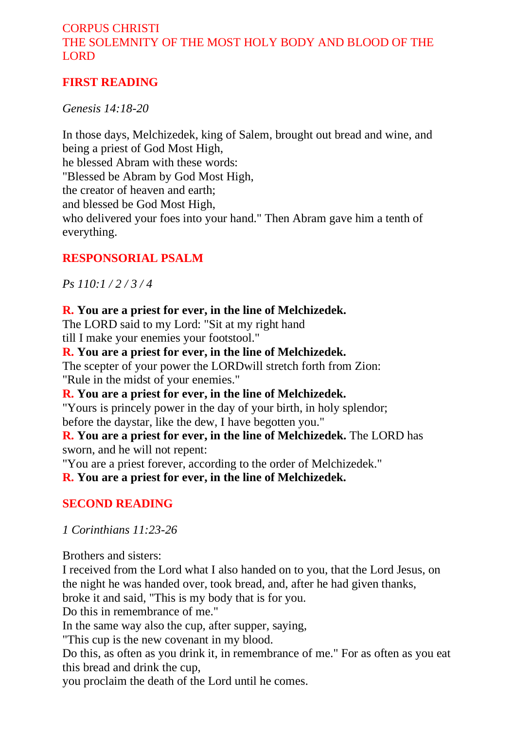# CORPUS CHRISTI
# THE SOLEMNITY OF THE MOST HOLY BODY AND BLOOD OF THE LORD

## FIRST READING

*Genesis 14:18-20*

In those days, Melchizedek, king of Salem, brought out bread and wine, and being a priest of God Most High,
he blessed Abram with these words:
"Blessed be Abram by God Most High,
the creator of heaven and earth;
and blessed be God Most High,
who delivered your foes into your hand." Then Abram gave him a tenth of everything.

## RESPONSORIAL PSALM

*Ps 110:1 / 2 / 3 / 4*

**R. You are a priest for ever, in the line of Melchizedek.**
The LORD said to my Lord: "Sit at my right hand
till I make your enemies your footstool."
**R. You are a priest for ever, in the line of Melchizedek.**
The scepter of your power the LORDwill stretch forth from Zion:
"Rule in the midst of your enemies."
**R. You are a priest for ever, in the line of Melchizedek.**
"Yours is princely power in the day of your birth, in holy splendor;
before the daystar, like the dew, I have begotten you."
**R. You are a priest for ever, in the line of Melchizedek.** The LORD has sworn, and he will not repent:
"You are a priest forever, according to the order of Melchizedek."
**R. You are a priest for ever, in the line of Melchizedek.**

## SECOND READING

*1 Corinthians 11:23-26*

Brothers and sisters:
I received from the Lord what I also handed on to you, that the Lord Jesus, on the night he was handed over, took bread, and, after he had given thanks,
broke it and said, "This is my body that is for you.
Do this in remembrance of me."
In the same way also the cup, after supper, saying,
"This cup is the new covenant in my blood.
Do this, as often as you drink it, in remembrance of me." For as often as you eat this bread and drink the cup,
you proclaim the death of the Lord until he comes.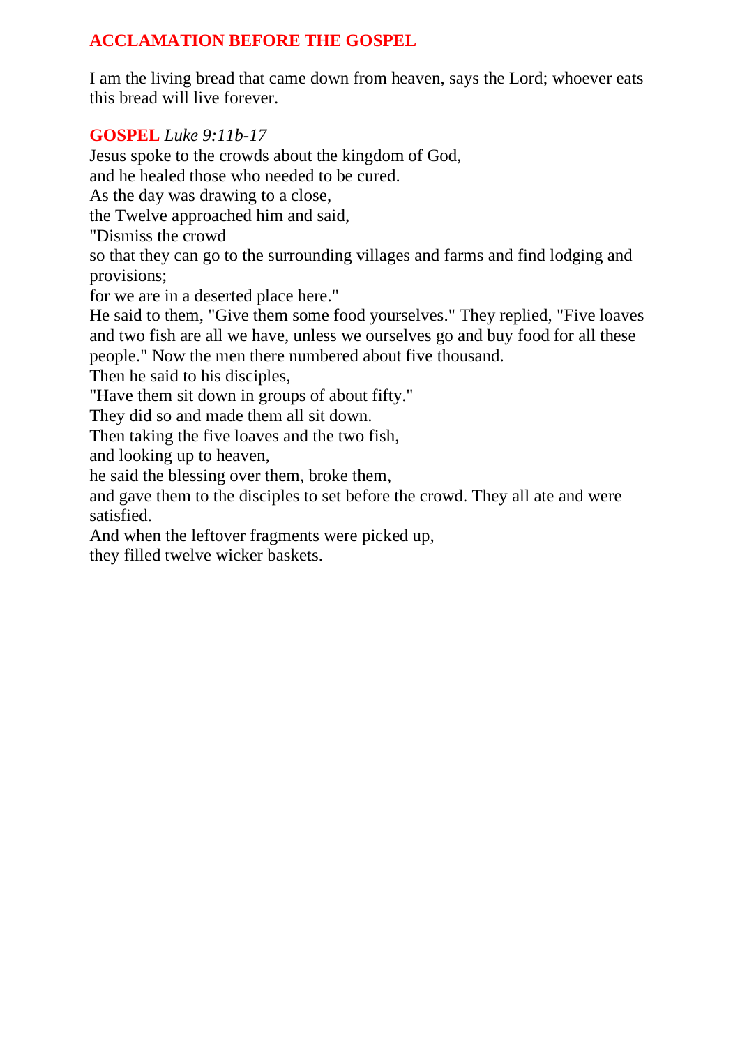## ACCLAMATION BEFORE THE GOSPEL

I am the living bread that came down from heaven, says the Lord; whoever eats this bread will live forever.

## GOSPEL *Luke 9:11b-17*

Jesus spoke to the crowds about the kingdom of God,
and he healed those who needed to be cured.
As the day was drawing to a close,
the Twelve approached him and said,
"Dismiss the crowd
so that they can go to the surrounding villages and farms and find lodging and provisions;
for we are in a deserted place here."
He said to them, "Give them some food yourselves." They replied, "Five loaves and two fish are all we have, unless we ourselves go and buy food for all these people." Now the men there numbered about five thousand.
Then he said to his disciples,
"Have them sit down in groups of about fifty."
They did so and made them all sit down.
Then taking the five loaves and the two fish,
and looking up to heaven,
he said the blessing over them, broke them,
and gave them to the disciples to set before the crowd. They all ate and were satisfied.
And when the leftover fragments were picked up,
they filled twelve wicker baskets.